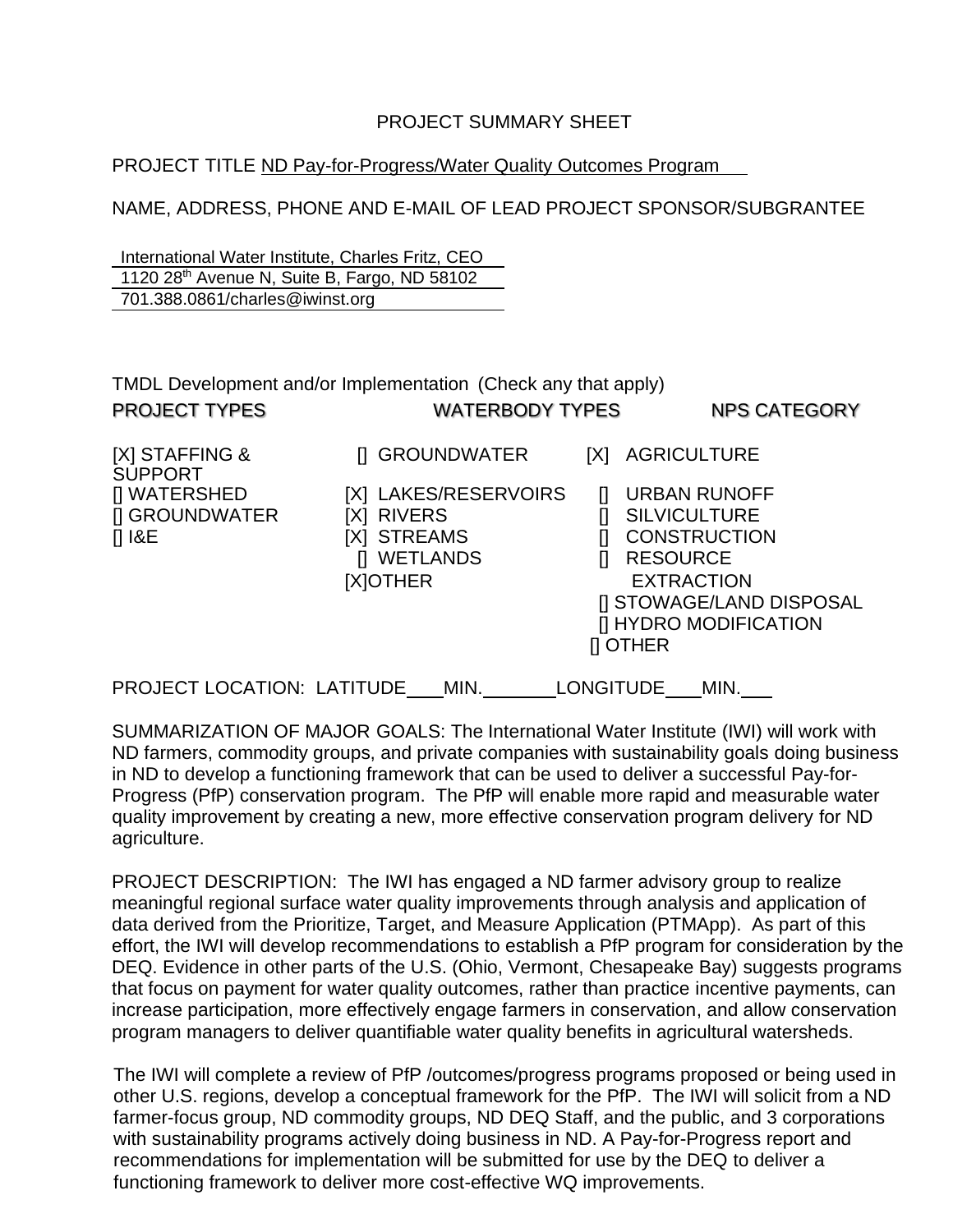# PROJECT SUMMARY SHEET

PROJECT TITLE ND Pay-for-Progress/Water Quality Outcomes Program

NAME, ADDRESS, PHONE AND E-MAIL OF LEAD PROJECT SPONSOR/SUBGRANTEE

International Water Institute, Charles Fritz, CEO
1120 28th Avenue N, Suite B, Fargo, ND 58102
701.388.0861/charles@iwinst.org

TMDL Development and/or Implementation (Check any that apply)

| PROJECT TYPES | WATERBODY TYPES | NPS CATEGORY |
|---|---|---|
| [X] STAFFING & SUPPORT | [] GROUNDWATER | [X] AGRICULTURE |
| [] WATERSHED | [X] LAKES/RESERVOIRS | [] URBAN RUNOFF |
| [] GROUNDWATER | [X] RIVERS | [] SILVICULTURE |
| [] I&E | [X] STREAMS | [] CONSTRUCTION |
| | [] WETLANDS | [] RESOURCE EXTRACTION |
| | [X]OTHER | [] STOWAGE/LAND DISPOSAL |
| | | [] HYDRO MODIFICATION |
| | | [] OTHER |

PROJECT LOCATION: LATITUDE\_\_\_MIN.\_\_\_\_\_\_\_LONGITUDE\_\_\_MIN.\_\_\_

SUMMARIZATION OF MAJOR GOALS: The International Water Institute (IWI) will work with ND farmers, commodity groups, and private companies with sustainability goals doing business in ND to develop a functioning framework that can be used to deliver a successful Pay-for-Progress (PfP) conservation program. The PfP will enable more rapid and measurable water quality improvement by creating a new, more effective conservation program delivery for ND agriculture.

PROJECT DESCRIPTION: The IWI has engaged a ND farmer advisory group to realize meaningful regional surface water quality improvements through analysis and application of data derived from the Prioritize, Target, and Measure Application (PTMApp). As part of this effort, the IWI will develop recommendations to establish a PfP program for consideration by the DEQ. Evidence in other parts of the U.S. (Ohio, Vermont, Chesapeake Bay) suggests programs that focus on payment for water quality outcomes, rather than practice incentive payments, can increase participation, more effectively engage farmers in conservation, and allow conservation program managers to deliver quantifiable water quality benefits in agricultural watersheds.

The IWI will complete a review of PfP /outcomes/progress programs proposed or being used in other U.S. regions, develop a conceptual framework for the PfP. The IWI will solicit from a ND farmer-focus group, ND commodity groups, ND DEQ Staff, and the public, and 3 corporations with sustainability programs actively doing business in ND. A Pay-for-Progress report and recommendations for implementation will be submitted for use by the DEQ to deliver a functioning framework to deliver more cost-effective WQ improvements.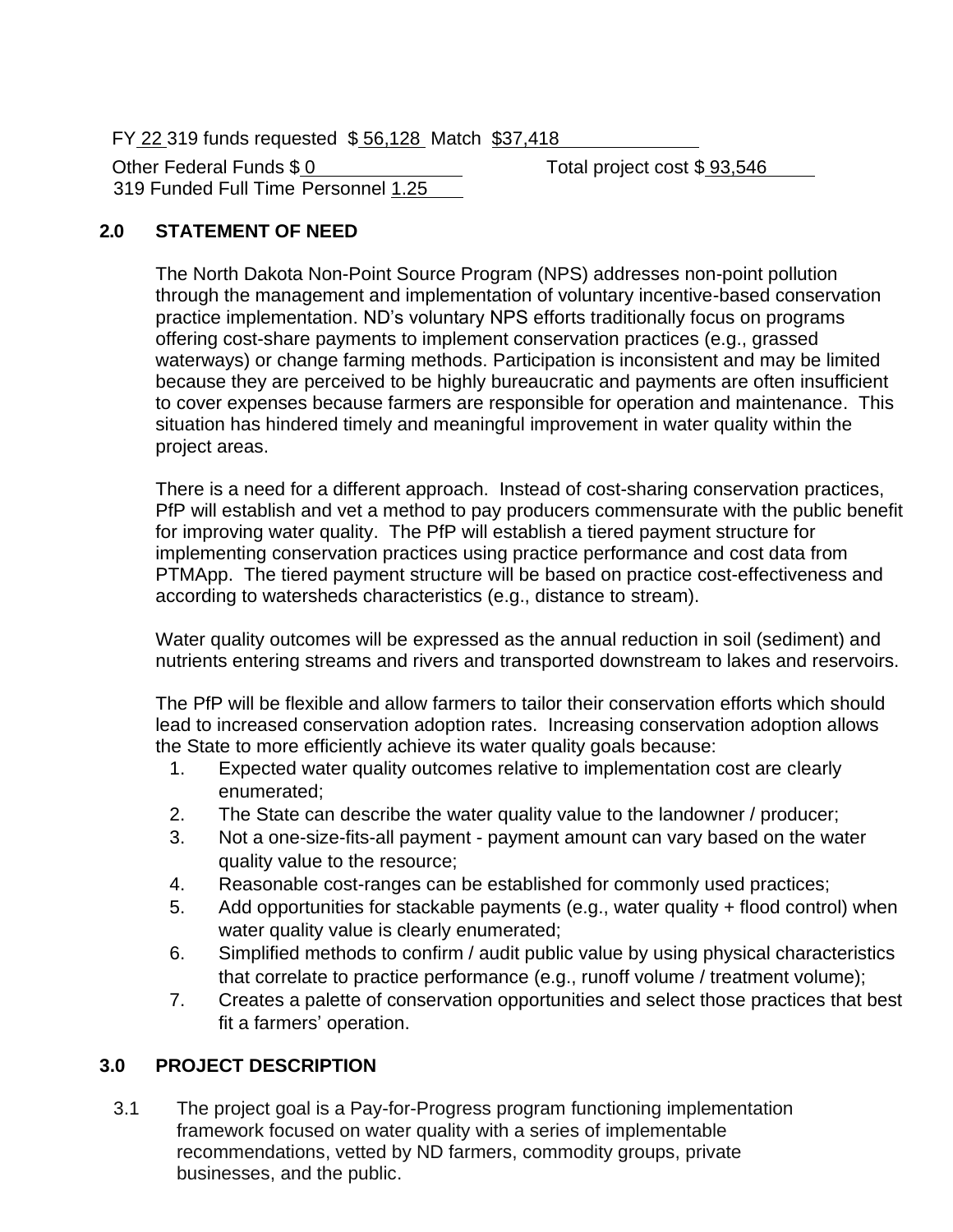FY 22 319 funds requested $ 56,128 Match $37,418

Other Federal Funds $ 0 Total project cost $ 93,546

319 Funded Full Time Personnel 1.25

## 2.0 STATEMENT OF NEED

The North Dakota Non-Point Source Program (NPS) addresses non-point pollution through the management and implementation of voluntary incentive-based conservation practice implementation. ND's voluntary NPS efforts traditionally focus on programs offering cost-share payments to implement conservation practices (e.g., grassed waterways) or change farming methods. Participation is inconsistent and may be limited because they are perceived to be highly bureaucratic and payments are often insufficient to cover expenses because farmers are responsible for operation and maintenance. This situation has hindered timely and meaningful improvement in water quality within the project areas.

There is a need for a different approach. Instead of cost-sharing conservation practices, PfP will establish and vet a method to pay producers commensurate with the public benefit for improving water quality. The PfP will establish a tiered payment structure for implementing conservation practices using practice performance and cost data from PTMApp. The tiered payment structure will be based on practice cost-effectiveness and according to watersheds characteristics (e.g., distance to stream).

Water quality outcomes will be expressed as the annual reduction in soil (sediment) and nutrients entering streams and rivers and transported downstream to lakes and reservoirs.

The PfP will be flexible and allow farmers to tailor their conservation efforts which should lead to increased conservation adoption rates. Increasing conservation adoption allows the State to more efficiently achieve its water quality goals because:

1. Expected water quality outcomes relative to implementation cost are clearly enumerated;
2. The State can describe the water quality value to the landowner / producer;
3. Not a one-size-fits-all payment - payment amount can vary based on the water quality value to the resource;
4. Reasonable cost-ranges can be established for commonly used practices;
5. Add opportunities for stackable payments (e.g., water quality + flood control) when water quality value is clearly enumerated;
6. Simplified methods to confirm / audit public value by using physical characteristics that correlate to practice performance (e.g., runoff volume / treatment volume);
7. Creates a palette of conservation opportunities and select those practices that best fit a farmers' operation.

## 3.0 PROJECT DESCRIPTION

3.1 The project goal is a Pay-for-Progress program functioning implementation framework focused on water quality with a series of implementable recommendations, vetted by ND farmers, commodity groups, private businesses, and the public.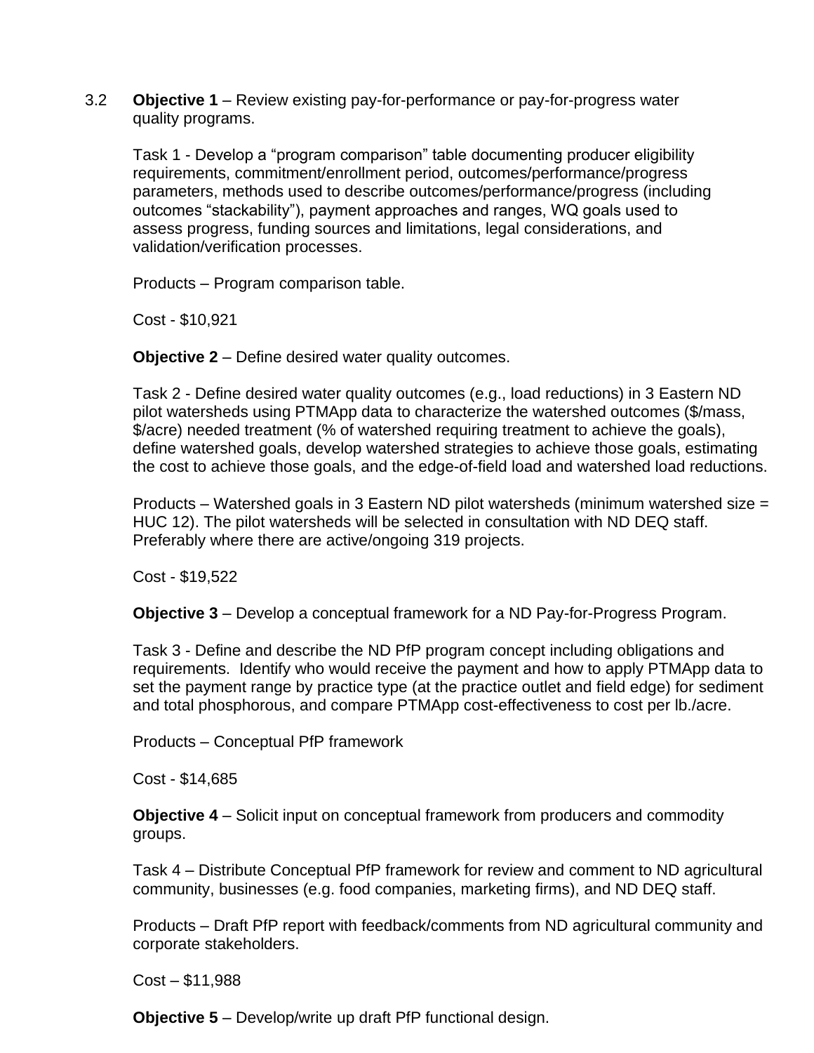3.2 **Objective 1** – Review existing pay-for-performance or pay-for-progress water quality programs.

Task 1 - Develop a “program comparison” table documenting producer eligibility requirements, commitment/enrollment period, outcomes/performance/progress parameters, methods used to describe outcomes/performance/progress (including outcomes “stackability”), payment approaches and ranges, WQ goals used to assess progress, funding sources and limitations, legal considerations, and validation/verification processes.

Products – Program comparison table.

Cost - $10,921

**Objective 2** – Define desired water quality outcomes.

Task 2 - Define desired water quality outcomes (e.g., load reductions) in 3 Eastern ND pilot watersheds using PTMApp data to characterize the watershed outcomes ($/mass, $/acre) needed treatment (% of watershed requiring treatment to achieve the goals), define watershed goals, develop watershed strategies to achieve those goals, estimating the cost to achieve those goals, and the edge-of-field load and watershed load reductions.

Products – Watershed goals in 3 Eastern ND pilot watersheds (minimum watershed size = HUC 12). The pilot watersheds will be selected in consultation with ND DEQ staff. Preferably where there are active/ongoing 319 projects.

Cost - $19,522

**Objective 3** – Develop a conceptual framework for a ND Pay-for-Progress Program.

Task 3 - Define and describe the ND PfP program concept including obligations and requirements. Identify who would receive the payment and how to apply PTMApp data to set the payment range by practice type (at the practice outlet and field edge) for sediment and total phosphorous, and compare PTMApp cost-effectiveness to cost per lb./acre.

Products – Conceptual PfP framework

Cost - $14,685

**Objective 4** – Solicit input on conceptual framework from producers and commodity groups.

Task 4 – Distribute Conceptual PfP framework for review and comment to ND agricultural community, businesses (e.g. food companies, marketing firms), and ND DEQ staff.

Products – Draft PfP report with feedback/comments from ND agricultural community and corporate stakeholders.

Cost – $11,988

**Objective 5** – Develop/write up draft PfP functional design.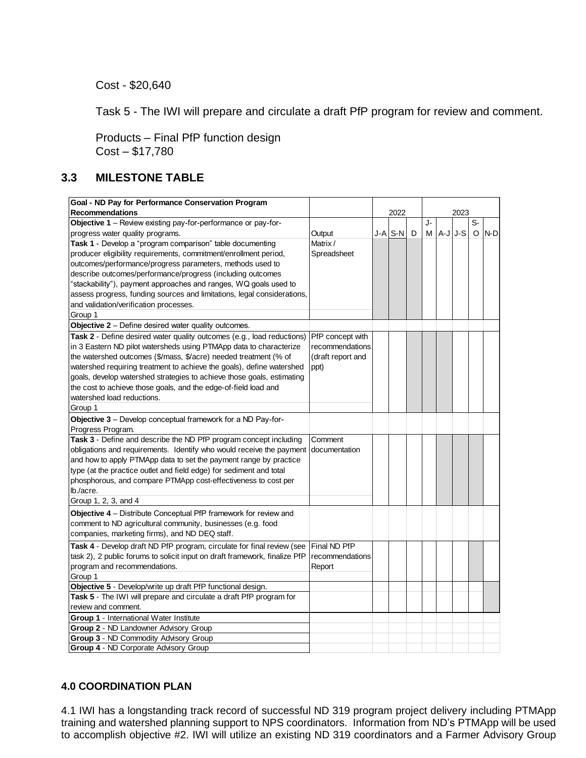Cost - $20,640

Task 5 - The IWI will prepare and circulate a draft PfP program for review and comment.

Products – Final PfP function design
Cost – $17,780

## 3.3 MILESTONE TABLE

| **Goal - ND Pay for Performance Conservation Program Recommendations** | | 2022 | | | 2023 | | | | |
|---|---|---|---|---|---|---|---|---|---|
| **Objective 1** – Review existing pay-for-performance or pay-for-progress water quality programs. | Output | J-A | S-N | D | J-M | A-J | J-S | S-O | N-D |
| **Task 1** - Develop a "program comparison" table documenting producer eligibility requirements, commitment/enrollment period, outcomes/performance/progress parameters, methods used to describe outcomes/performance/progress (including outcomes "stackability"), payment approaches and ranges, WQ goals used to assess progress, funding sources and limitations, legal considerations, and validation/verification processes. | Matrix / Spreadsheet | | | | | | | | |
| Group 1 | | | | | | | | | |
| **Objective 2** – Define desired water quality outcomes. | | | | | | | | | |
| **Task 2** - Define desired water quality outcomes (e.g., load reductions) in 3 Eastern ND pilot watersheds using PTMApp data to characterize the watershed outcomes ($/mass, $/acre) needed treatment (% of watershed requiring treatment to achieve the goals), define watershed goals, develop watershed strategies to achieve those goals, estimating the cost to achieve those goals, and the edge-of-field load and watershed load reductions. | PfP concept with recommendations (draft report and ppt) | | | | | | | | |
| Group 1 | | | | | | | | | |
| **Objective 3** – Develop conceptual framework for a ND Pay-for-Progress Program. | | | | | | | | | |
| **Task 3** - Define and describe the ND PfP program concept including obligations and requirements. Identify who would receive the payment and how to apply PTMApp data to set the payment range by practice type (at the practice outlet and field edge) for sediment and total phosphorous, and compare PTMApp cost-effectiveness to cost per lb./acre. | Comment documentation | | | | | | | | |
| Group 1, 2, 3, and 4 | | | | | | | | | |
| **Objective 4** – Distribute Conceptual PfP framework for review and comment to ND agricultural community, businesses (e.g. food companies, marketing firms), and ND DEQ staff. | | | | | | | | | |
| **Task 4** - Develop draft ND PfP program, circulate for final review (see task 2), 2 public forums to solicit input on draft framework, finalize PfP program and recommendations. | Final ND PfP recommendations Report | | | | | | | | |
| Group 1 | | | | | | | | | |
| **Objective 5** - Develop/write up draft PfP functional design. | | | | | | | | | |
| **Task 5** - The IWI will prepare and circulate a draft PfP program for review and comment. | | | | | | | | | |
| **Group 1** - International Water Institute | | | | | | | | | |
| **Group 2** - ND Landowner Advisory Group | | | | | | | | | |
| **Group 3** - ND Commodity Advisory Group | | | | | | | | | |
| **Group 4** - ND Corporate Advisory Group | | | | | | | | | |

## 4.0 COORDINATION PLAN

4.1 IWI has a longstanding track record of successful ND 319 program project delivery including PTMApp training and watershed planning support to NPS coordinators. Information from ND's PTMApp will be used to accomplish objective #2. IWI will utilize an existing ND 319 coordinators and a Farmer Advisory Group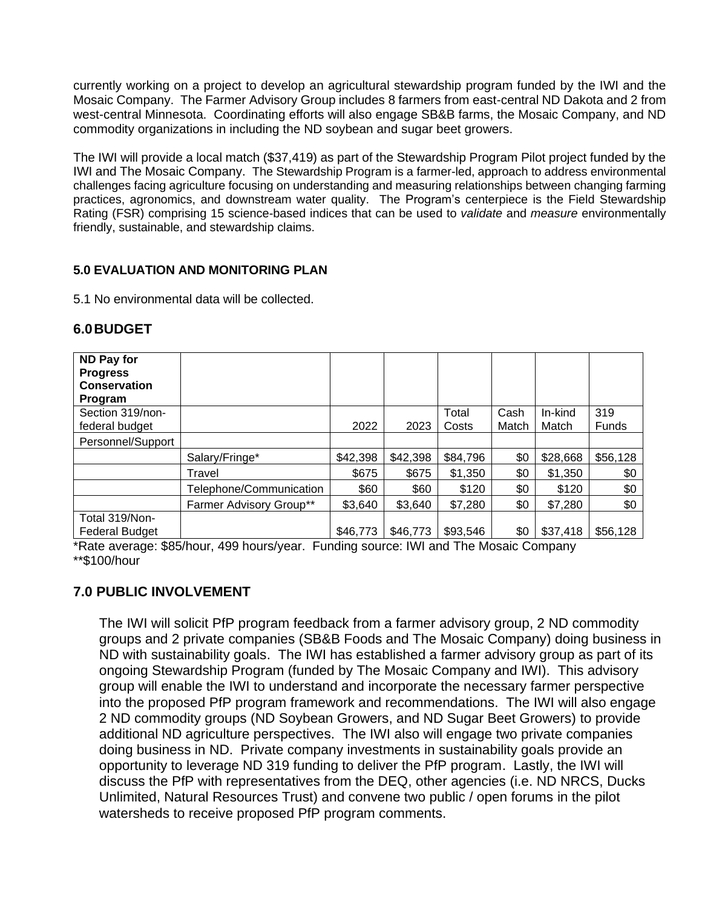currently working on a project to develop an agricultural stewardship program funded by the IWI and the Mosaic Company. The Farmer Advisory Group includes 8 farmers from east-central ND Dakota and 2 from west-central Minnesota. Coordinating efforts will also engage SB&B farms, the Mosaic Company, and ND commodity organizations in including the ND soybean and sugar beet growers.

The IWI will provide a local match ($37,419) as part of the Stewardship Program Pilot project funded by the IWI and The Mosaic Company. The Stewardship Program is a farmer-led, approach to address environmental challenges facing agriculture focusing on understanding and measuring relationships between changing farming practices, agronomics, and downstream water quality. The Program's centerpiece is the Field Stewardship Rating (FSR) comprising 15 science-based indices that can be used to *validate* and *measure* environmentally friendly, sustainable, and stewardship claims.

### 5.0 EVALUATION AND MONITORING PLAN

5.1 No environmental data will be collected.

## 6.0 BUDGET

| **ND Pay for Progress Conservation Program** | | | | | | | |
|---|---|---|---|---|---|---|---|
| Section 319/non-federal budget | | 2022 | 2023 | Total Costs | Cash Match | In-kind Match | 319 Funds |
| Personnel/Support | | | | | | | |
| | Salary/Fringe* | $42,398 | $42,398 | $84,796 | $0 | $28,668 | $56,128 |
| | Travel | $675 | $675 | $1,350 | $0 | $1,350 | $0 |
| | Telephone/Communication | $60 | $60 | $120 | $0 | $120 | $0 |
| | Farmer Advisory Group** | $3,640 | $3,640 | $7,280 | $0 | $7,280 | $0 |
| Total 319/Non-Federal Budget | | $46,773 | $46,773 | $93,546 | $0 | $37,418 | $56,128 |

*Rate average: $85/hour, 499 hours/year. Funding source: IWI and The Mosaic Company
**$100/hour

## 7.0 PUBLIC INVOLVEMENT

The IWI will solicit PfP program feedback from a farmer advisory group, 2 ND commodity groups and 2 private companies (SB&B Foods and The Mosaic Company) doing business in ND with sustainability goals. The IWI has established a farmer advisory group as part of its ongoing Stewardship Program (funded by The Mosaic Company and IWI). This advisory group will enable the IWI to understand and incorporate the necessary farmer perspective into the proposed PfP program framework and recommendations. The IWI will also engage 2 ND commodity groups (ND Soybean Growers, and ND Sugar Beet Growers) to provide additional ND agriculture perspectives. The IWI also will engage two private companies doing business in ND. Private company investments in sustainability goals provide an opportunity to leverage ND 319 funding to deliver the PfP program. Lastly, the IWI will discuss the PfP with representatives from the DEQ, other agencies (i.e. ND NRCS, Ducks Unlimited, Natural Resources Trust) and convene two public / open forums in the pilot watersheds to receive proposed PfP program comments.